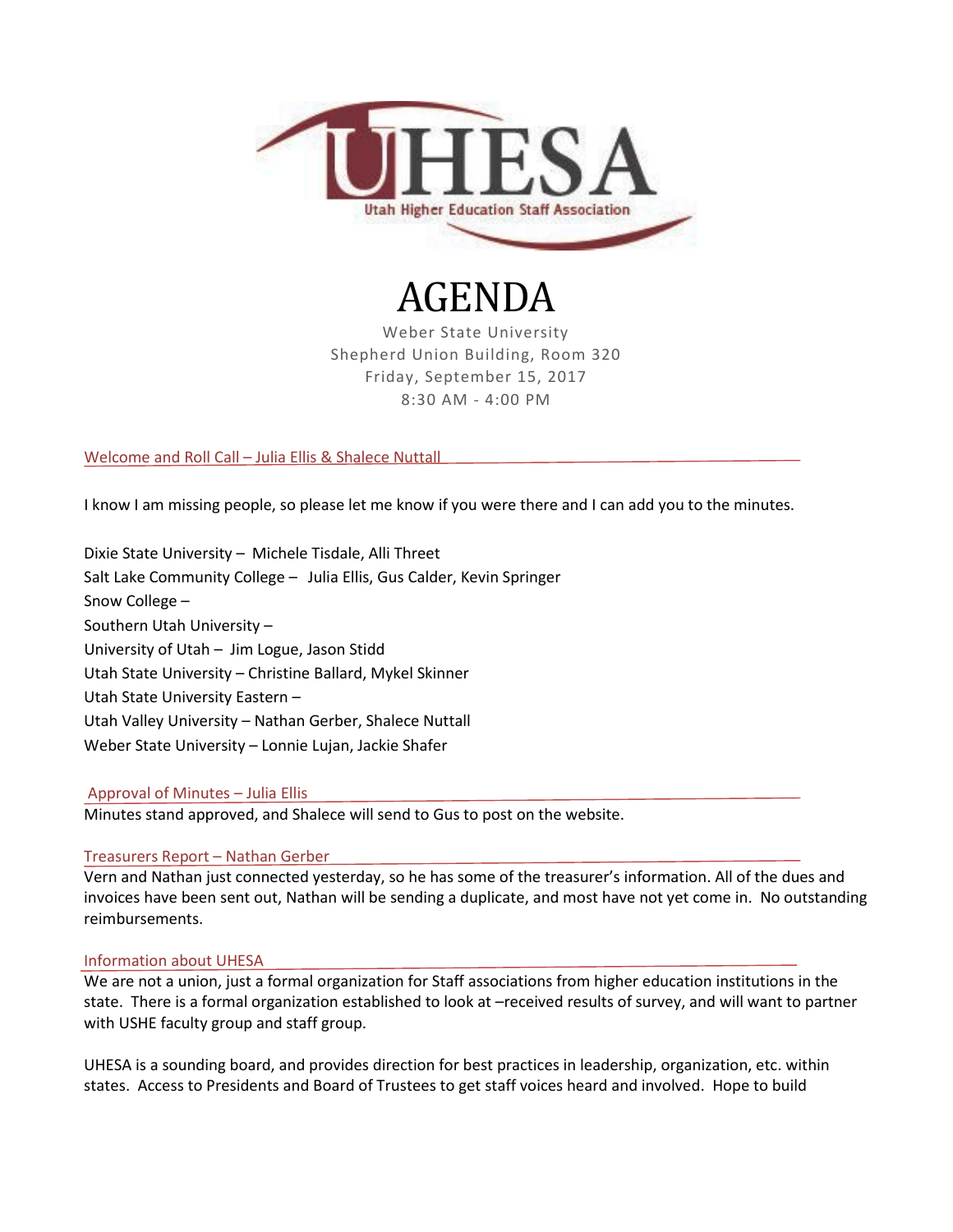UHESA

Utah Higher Education Staff Association

# AGENDA

Weber State University
Shepherd Union Building, Room 320
Friday, September 15, 2017
8:30 AM - 4:00 PM

## Welcome and Roll Call – Julia Ellis & Shalece Nuttall

I know I am missing people, so please let me know if you were there and I can add you to the minutes.

Dixie State University – Michele Tisdale, Alli Threet
Salt Lake Community College – Julia Ellis, Gus Calder, Kevin Springer
Snow College –
Southern Utah University –
University of Utah – Jim Logue, Jason Stidd
Utah State University – Christine Ballard, Mykel Skinner
Utah State University Eastern –
Utah Valley University – Nathan Gerber, Shalece Nuttall
Weber State University – Lonnie Lujan, Jackie Shafer

## Approval of Minutes – Julia Ellis

Minutes stand approved, and Shalece will send to Gus to post on the website.

## Treasurers Report – Nathan Gerber

Vern and Nathan just connected yesterday, so he has some of the treasurer's information. All of the dues and invoices have been sent out, Nathan will be sending a duplicate, and most have not yet come in. No outstanding reimbursements.

## Information about UHESA

We are not a union, just a formal organization for Staff associations from higher education institutions in the state. There is a formal organization established to look at –received results of survey, and will want to partner with USHE faculty group and staff group.

UHESA is a sounding board, and provides direction for best practices in leadership, organization, etc. within states. Access to Presidents and Board of Trustees to get staff voices heard and involved. Hope to build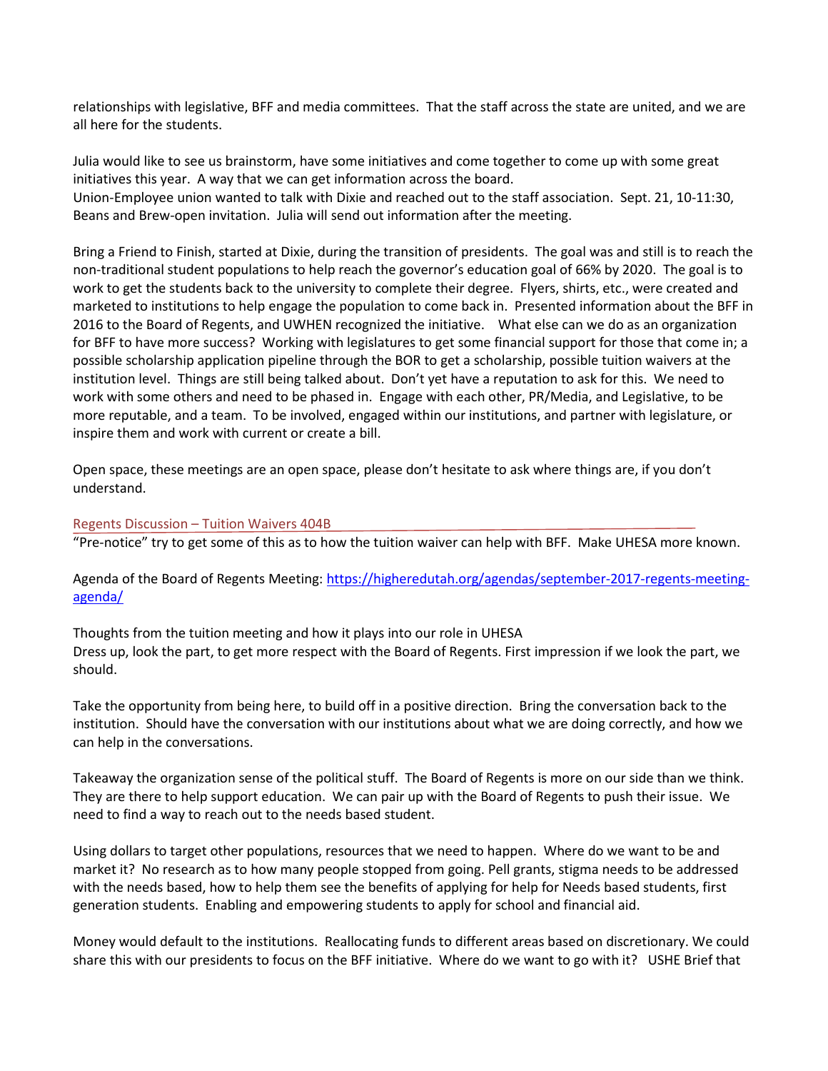relationships with legislative, BFF and media committees. That the staff across the state are united, and we are all here for the students.

Julia would like to see us brainstorm, have some initiatives and come together to come up with some great initiatives this year. A way that we can get information across the board.
Union-Employee union wanted to talk with Dixie and reached out to the staff association. Sept. 21, 10-11:30, Beans and Brew-open invitation. Julia will send out information after the meeting.

Bring a Friend to Finish, started at Dixie, during the transition of presidents. The goal was and still is to reach the non-traditional student populations to help reach the governor's education goal of 66% by 2020. The goal is to work to get the students back to the university to complete their degree. Flyers, shirts, etc., were created and marketed to institutions to help engage the population to come back in. Presented information about the BFF in 2016 to the Board of Regents, and UWHEN recognized the initiative. What else can we do as an organization for BFF to have more success? Working with legislatures to get some financial support for those that come in; a possible scholarship application pipeline through the BOR to get a scholarship, possible tuition waivers at the institution level. Things are still being talked about. Don't yet have a reputation to ask for this. We need to work with some others and need to be phased in. Engage with each other, PR/Media, and Legislative, to be more reputable, and a team. To be involved, engaged within our institutions, and partner with legislature, or inspire them and work with current or create a bill.

Open space, these meetings are an open space, please don't hesitate to ask where things are, if you don't understand.

## Regents Discussion – Tuition Waivers 404B

"Pre-notice" try to get some of this as to how the tuition waiver can help with BFF. Make UHESA more known.

Agenda of the Board of Regents Meeting: https://higheredutah.org/agendas/september-2017-regents-meeting-agenda/

Thoughts from the tuition meeting and how it plays into our role in UHESA
Dress up, look the part, to get more respect with the Board of Regents. First impression if we look the part, we should.

Take the opportunity from being here, to build off in a positive direction. Bring the conversation back to the institution. Should have the conversation with our institutions about what we are doing correctly, and how we can help in the conversations.

Takeaway the organization sense of the political stuff. The Board of Regents is more on our side than we think. They are there to help support education. We can pair up with the Board of Regents to push their issue. We need to find a way to reach out to the needs based student.

Using dollars to target other populations, resources that we need to happen. Where do we want to be and market it? No research as to how many people stopped from going. Pell grants, stigma needs to be addressed with the needs based, how to help them see the benefits of applying for help for Needs based students, first generation students. Enabling and empowering students to apply for school and financial aid.

Money would default to the institutions. Reallocating funds to different areas based on discretionary. We could share this with our presidents to focus on the BFF initiative. Where do we want to go with it? USHE Brief that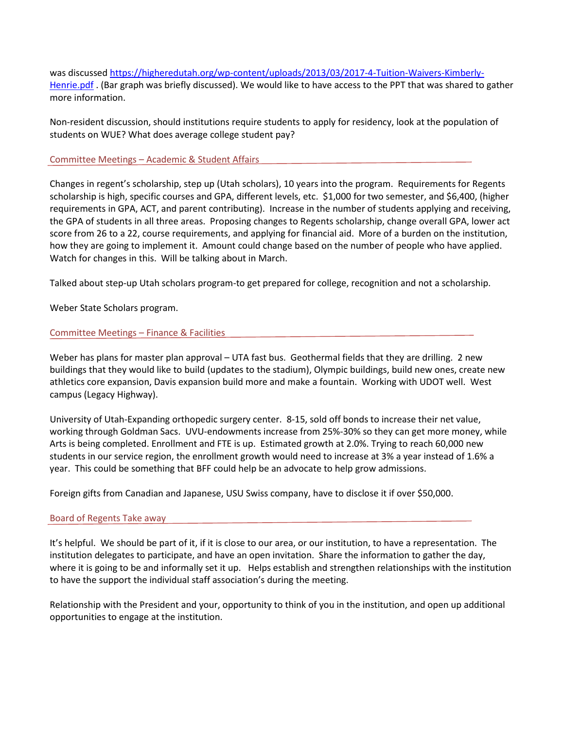was discussed [https://higheredutah.org/wp-content/uploads/2013/03/2017-4-Tuition-Waivers-Kimberly-Henrie.pdf](https://higheredutah.org/wp-content/uploads/2013/03/2017-4-Tuition-Waivers-Kimberly-Henrie.pdf) . (Bar graph was briefly discussed). We would like to have access to the PPT that was shared to gather more information.

Non-resident discussion, should institutions require students to apply for residency, look at the population of students on WUE? What does average college student pay?

## Committee Meetings – Academic & Student Affairs

Changes in regent's scholarship, step up (Utah scholars), 10 years into the program. Requirements for Regents scholarship is high, specific courses and GPA, different levels, etc. $1,000 for two semester, and $6,400, (higher requirements in GPA, ACT, and parent contributing). Increase in the number of students applying and receiving, the GPA of students in all three areas. Proposing changes to Regents scholarship, change overall GPA, lower act score from 26 to a 22, course requirements, and applying for financial aid. More of a burden on the institution, how they are going to implement it. Amount could change based on the number of people who have applied. Watch for changes in this. Will be talking about in March.

Talked about step-up Utah scholars program-to get prepared for college, recognition and not a scholarship.

Weber State Scholars program.

## Committee Meetings – Finance & Facilities

Weber has plans for master plan approval – UTA fast bus. Geothermal fields that they are drilling. 2 new buildings that they would like to build (updates to the stadium), Olympic buildings, build new ones, create new athletics core expansion, Davis expansion build more and make a fountain. Working with UDOT well. West campus (Legacy Highway).

University of Utah-Expanding orthopedic surgery center. 8-15, sold off bonds to increase their net value, working through Goldman Sacs. UVU-endowments increase from 25%-30% so they can get more money, while Arts is being completed. Enrollment and FTE is up. Estimated growth at 2.0%. Trying to reach 60,000 new students in our service region, the enrollment growth would need to increase at 3% a year instead of 1.6% a year. This could be something that BFF could help be an advocate to help grow admissions.

Foreign gifts from Canadian and Japanese, USU Swiss company, have to disclose it if over $50,000.

## Board of Regents Take away

It's helpful. We should be part of it, if it is close to our area, or our institution, to have a representation. The institution delegates to participate, and have an open invitation. Share the information to gather the day, where it is going to be and informally set it up. Helps establish and strengthen relationships with the institution to have the support the individual staff association's during the meeting.

Relationship with the President and your, opportunity to think of you in the institution, and open up additional opportunities to engage at the institution.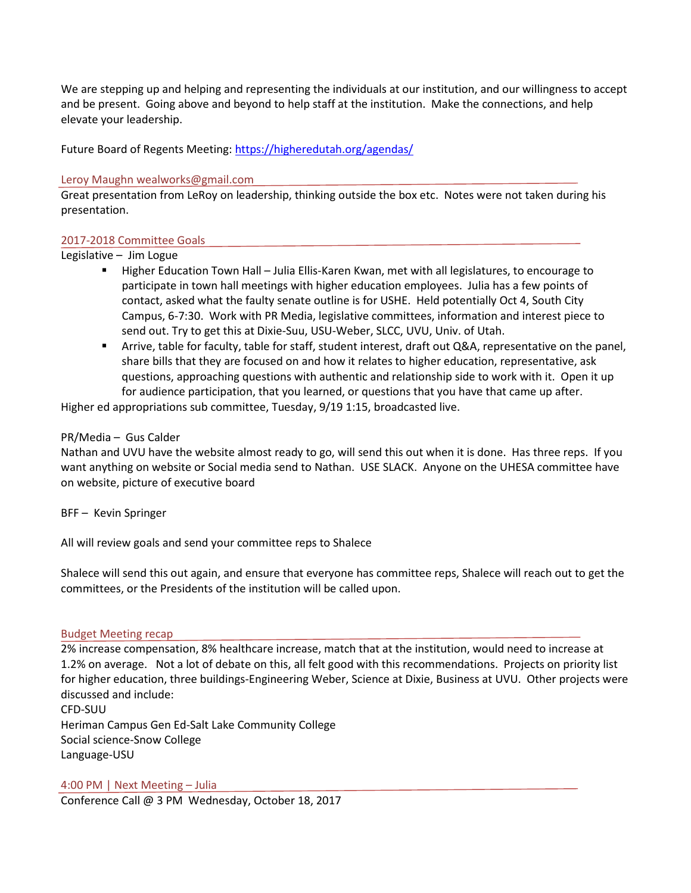We are stepping up and helping and representing the individuals at our institution, and our willingness to accept and be present. Going above and beyond to help staff at the institution. Make the connections, and help elevate your leadership.

Future Board of Regents Meeting: https://higheredutah.org/agendas/

## Leroy Maughn wealworks@gmail.com

Great presentation from LeRoy on leadership, thinking outside the box etc. Notes were not taken during his presentation.

## 2017-2018 Committee Goals

Legislative – Jim Logue

- Higher Education Town Hall – Julia Ellis-Karen Kwan, met with all legislatures, to encourage to participate in town hall meetings with higher education employees. Julia has a few points of contact, asked what the faulty senate outline is for USHE. Held potentially Oct 4, South City Campus, 6-7:30. Work with PR Media, legislative committees, information and interest piece to send out. Try to get this at Dixie-Suu, USU-Weber, SLCC, UVU, Univ. of Utah.
- Arrive, table for faculty, table for staff, student interest, draft out Q&A, representative on the panel, share bills that they are focused on and how it relates to higher education, representative, ask questions, approaching questions with authentic and relationship side to work with it. Open it up for audience participation, that you learned, or questions that you have that came up after.

Higher ed appropriations sub committee, Tuesday, 9/19 1:15, broadcasted live.

PR/Media – Gus Calder

Nathan and UVU have the website almost ready to go, will send this out when it is done. Has three reps. If you want anything on website or Social media send to Nathan. USE SLACK. Anyone on the UHESA committee have on website, picture of executive board

BFF – Kevin Springer

All will review goals and send your committee reps to Shalece

Shalece will send this out again, and ensure that everyone has committee reps, Shalece will reach out to get the committees, or the Presidents of the institution will be called upon.

## Budget Meeting recap

2% increase compensation, 8% healthcare increase, match that at the institution, would need to increase at 1.2% on average. Not a lot of debate on this, all felt good with this recommendations. Projects on priority list for higher education, three buildings-Engineering Weber, Science at Dixie, Business at UVU. Other projects were discussed and include:

CFD-SUU
Heriman Campus Gen Ed-Salt Lake Community College
Social science-Snow College
Language-USU

## 4:00 PM | Next Meeting – Julia

Conference Call @ 3 PM Wednesday, October 18, 2017